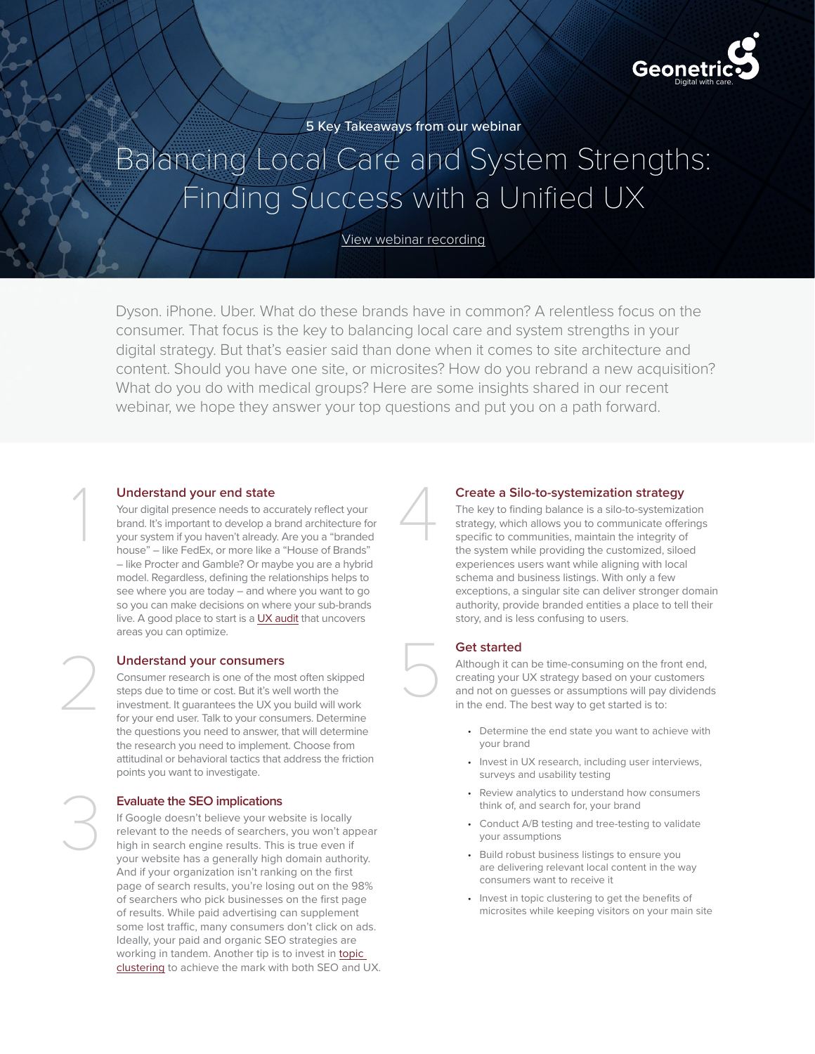Geonetric
Digital with care.

5 Key Takeaways from our webinar

# Balancing Local Care and System Strengths: Finding Success with a Unified UX

View webinar recording

Dyson. iPhone. Uber. What do these brands have in common? A relentless focus on the consumer. That focus is the key to balancing local care and system strengths in your digital strategy. But that's easier said than done when it comes to site architecture and content. Should you have one site, or microsites? How do you rebrand a new acquisition? What do you do with medical groups? Here are some insights shared in our recent webinar, we hope they answer your top questions and put you on a path forward.

## 1 Understand your end state

Your digital presence needs to accurately reflect your brand. It's important to develop a brand architecture for your system if you haven't already. Are you a "branded house" – like FedEx, or more like a "House of Brands" – like Procter and Gamble? Or maybe you are a hybrid model. Regardless, defining the relationships helps to see where you are today – and where you want to go so you can make decisions on where your sub-brands live. A good place to start is a UX audit that uncovers areas you can optimize.

## 2 Understand your consumers

Consumer research is one of the most often skipped steps due to time or cost. But it's well worth the investment. It guarantees the UX you build will work for your end user. Talk to your consumers. Determine the questions you need to answer, that will determine the research you need to implement. Choose from attitudinal or behavioral tactics that address the friction points you want to investigate.

## 3 Evaluate the SEO implications

If Google doesn't believe your website is locally relevant to the needs of searchers, you won't appear high in search engine results. This is true even if your website has a generally high domain authority. And if your organization isn't ranking on the first page of search results, you're losing out on the 98% of searchers who pick businesses on the first page of results. While paid advertising can supplement some lost traffic, many consumers don't click on ads. Ideally, your paid and organic SEO strategies are working in tandem. Another tip is to invest in topic clustering to achieve the mark with both SEO and UX.

## 4 Create a Silo-to-systemization strategy

The key to finding balance is a silo-to-systemization strategy, which allows you to communicate offerings specific to communities, maintain the integrity of the system while providing the customized, siloed experiences users want while aligning with local schema and business listings. With only a few exceptions, a singular site can deliver stronger domain authority, provide branded entities a place to tell their story, and is less confusing to users.

## 5 Get started

Although it can be time-consuming on the front end, creating your UX strategy based on your customers and not on guesses or assumptions will pay dividends in the end. The best way to get started is to:

- Determine the end state you want to achieve with your brand
- Invest in UX research, including user interviews, surveys and usability testing
- Review analytics to understand how consumers think of, and search for, your brand
- Conduct A/B testing and tree-testing to validate your assumptions
- Build robust business listings to ensure you are delivering relevant local content in the way consumers want to receive it
- Invest in topic clustering to get the benefits of microsites while keeping visitors on your main site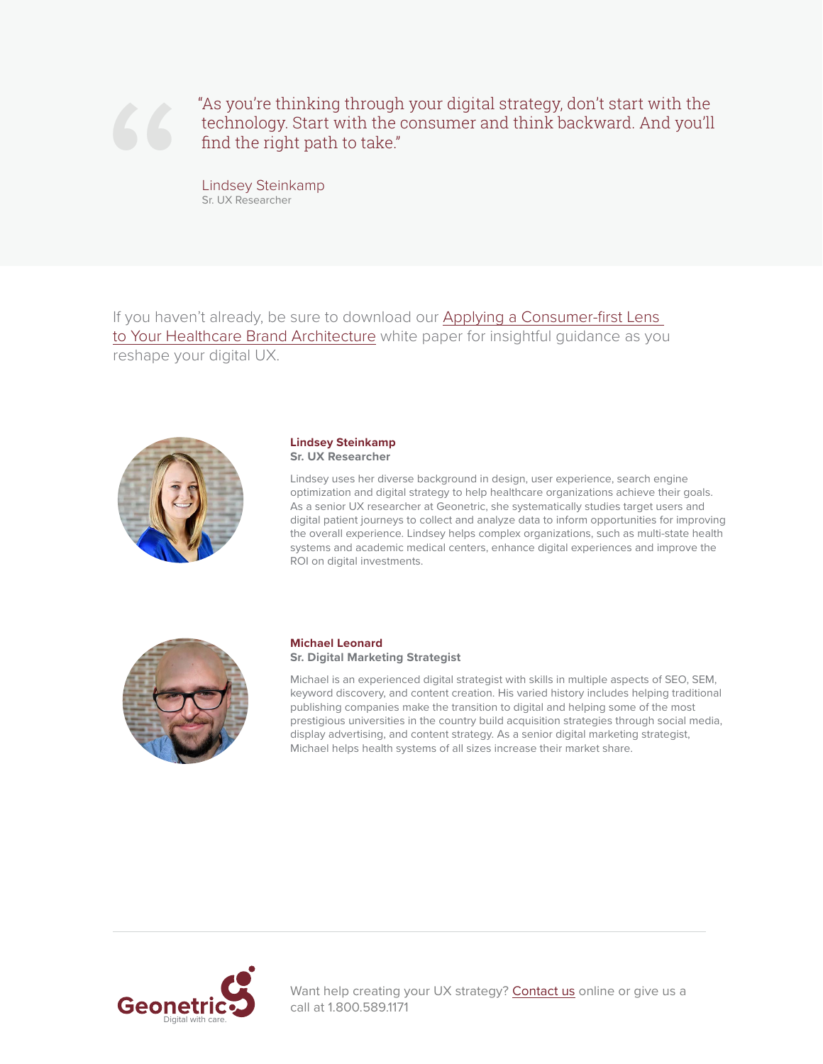> "As you're thinking through your digital strategy, don't start with the technology. Start with the consumer and think backward. And you'll find the right path to take."
>
> Lindsey Steinkamp
> Sr. UX Researcher

If you haven't already, be sure to download our Applying a Consumer-first Lens to Your Healthcare Brand Architecture white paper for insightful guidance as you reshape your digital UX.

**Lindsey Steinkamp**
**Sr. UX Researcher**

Lindsey uses her diverse background in design, user experience, search engine optimization and digital strategy to help healthcare organizations achieve their goals. As a senior UX researcher at Geonetric, she systematically studies target users and digital patient journeys to collect and analyze data to inform opportunities for improving the overall experience. Lindsey helps complex organizations, such as multi-state health systems and academic medical centers, enhance digital experiences and improve the ROI on digital investments.

**Michael Leonard**
**Sr. Digital Marketing Strategist**

Michael is an experienced digital strategist with skills in multiple aspects of SEO, SEM, keyword discovery, and content creation. His varied history includes helping traditional publishing companies make the transition to digital and helping some of the most prestigious universities in the country build acquisition strategies through social media, display advertising, and content strategy. As a senior digital marketing strategist, Michael helps health systems of all sizes increase their market share.

---

Geonetric
Digital with care.

Want help creating your UX strategy? Contact us online or give us a call at 1.800.589.1171